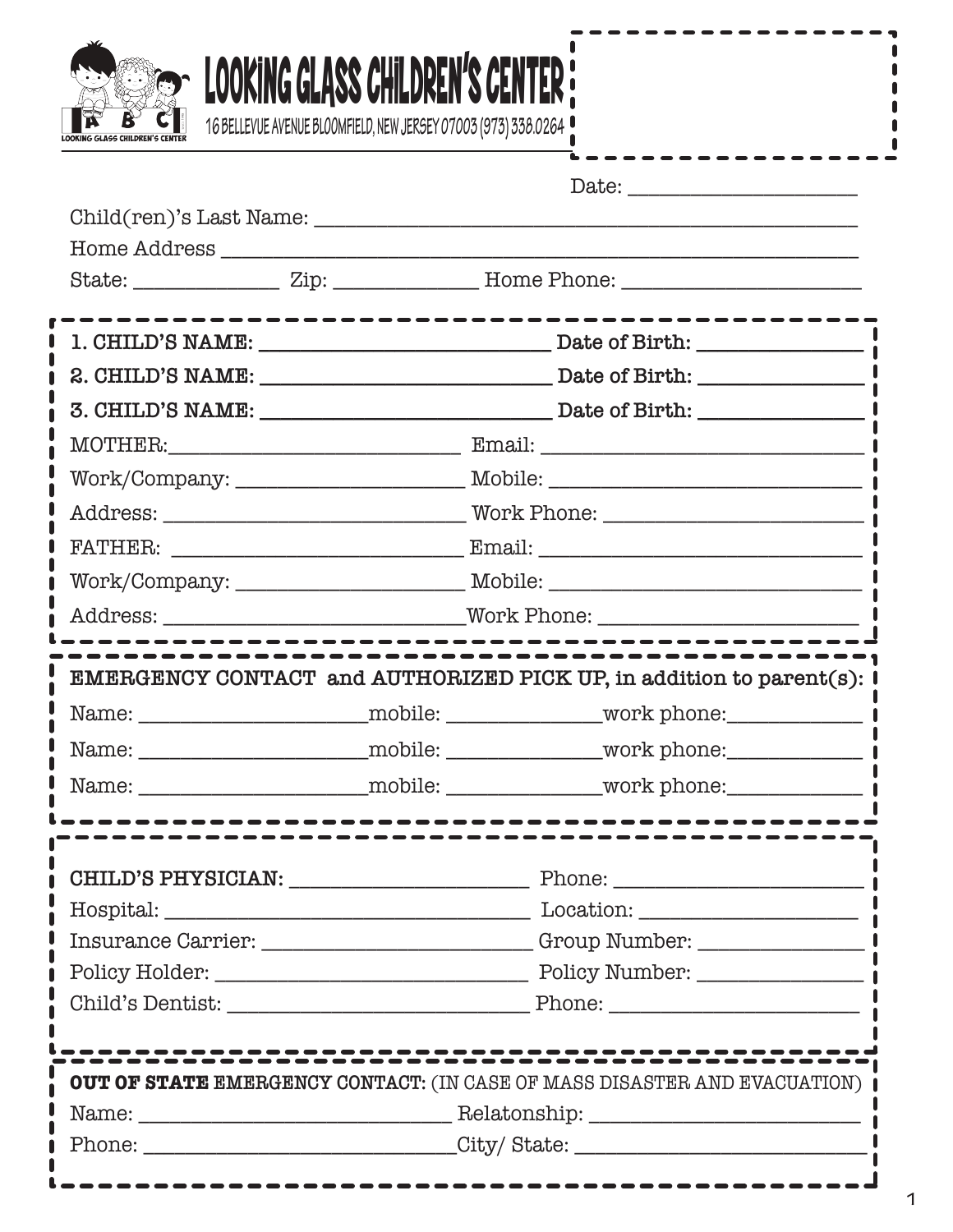# LOOKING GLASS CHILDREN'S CENTER

16 BELLEVUE AVENUE BLOOMFIELD, NEW JERSEY 07003 (973) 338.0264

Date: ____________________

Child(ren)'s Last Name: ______________________________________________

Home Address ______________________________________________________

State: ____________ Zip: ____________ Home Phone: ____________________

**1. CHILD'S NAME:** ________________________ **Date of Birth:** ____________

**2. CHILD'S NAME:** ________________________ **Date of Birth:** ____________

**3. CHILD'S NAME:** ________________________ **Date of Birth:** ____________

MOTHER: ________________________ Email: ________________________

Work/Company: ____________________ Mobile: ________________________

Address: ________________________ Work Phone: ____________________

FATHER: ________________________ Email: ________________________

Work/Company: ____________________ Mobile: ________________________

Address: ________________________ Work Phone: ____________________

**EMERGENCY CONTACT and AUTHORIZED PICK UP, in addition to parent(s):**

Name: ____________________ mobile: ____________ work phone: ____________

Name: ____________________ mobile: ____________ work phone: ____________

Name: ____________________ mobile: ____________ work phone: ____________

**CHILD'S PHYSICIAN:** ____________________ Phone: ____________________

Hospital: ______________________________ Location: ____________________

Insurance Carrier: ______________________ Group Number: ______________

Policy Holder: __________________________ Policy Number: ______________

Child's Dentist: ________________________ Phone: ____________________

**OUT OF STATE** EMERGENCY CONTACT: (IN CASE OF MASS DISASTER AND EVACUATION)

Name: __________________________ Relatonship: ______________________

Phone: __________________________ City/ State: ______________________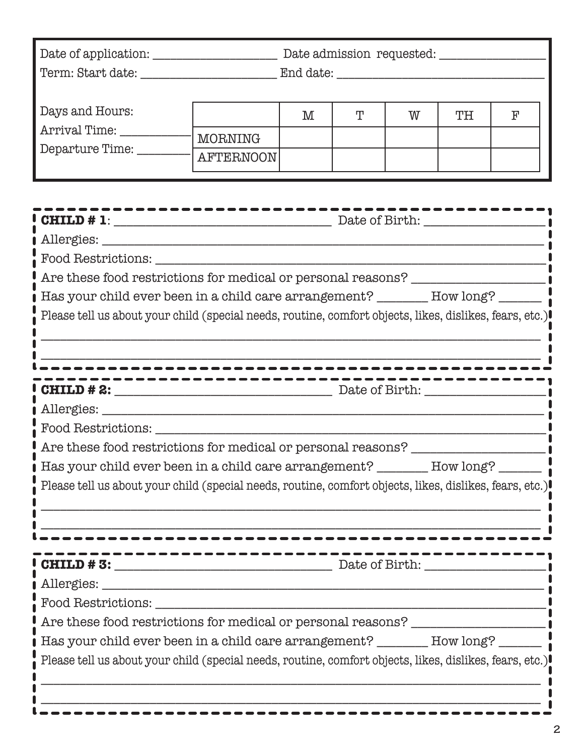Date of application: ____________________ Date admission requested: ________________

Term: Start date: ______________________ End date: __________________________________

Days and Hours:

Arrival Time: ____________

Departure Time: _________

| | M | T | W | TH | F |
|---|---|---|---|---|---|
| MORNING | | | | | |
| AFTERNOON | | | | | |

**CHILD # 1**: ________________________________ Date of Birth: __________________

Allergies: ______________________________________________________________________

Food Restrictions: _______________________________________________________________

Are these food restrictions for medical or personal reasons? ____________________

Has your child ever been in a child care arrangement? ________ How long? ______

Please tell us about your child (special needs, routine, comfort objects, likes, dislikes, fears, etc.)

_________________________________________________________________________________

_________________________________________________________________________________

**CHILD # 2:** ________________________________ Date of Birth: __________________

Allergies: ______________________________________________________________________

Food Restrictions: _______________________________________________________________

Are these food restrictions for medical or personal reasons? ____________________

Has your child ever been in a child care arrangement? ________ How long? ______

Please tell us about your child (special needs, routine, comfort objects, likes, dislikes, fears, etc.)

_________________________________________________________________________________

_________________________________________________________________________________

**CHILD # 3:** ________________________________ Date of Birth: __________________

Allergies: ______________________________________________________________________

Food Restrictions: _______________________________________________________________

Are these food restrictions for medical or personal reasons? ____________________

Has your child ever been in a child care arrangement? ________ How long? ______

Please tell us about your child (special needs, routine, comfort objects, likes, dislikes, fears, etc.)

_________________________________________________________________________________

_________________________________________________________________________________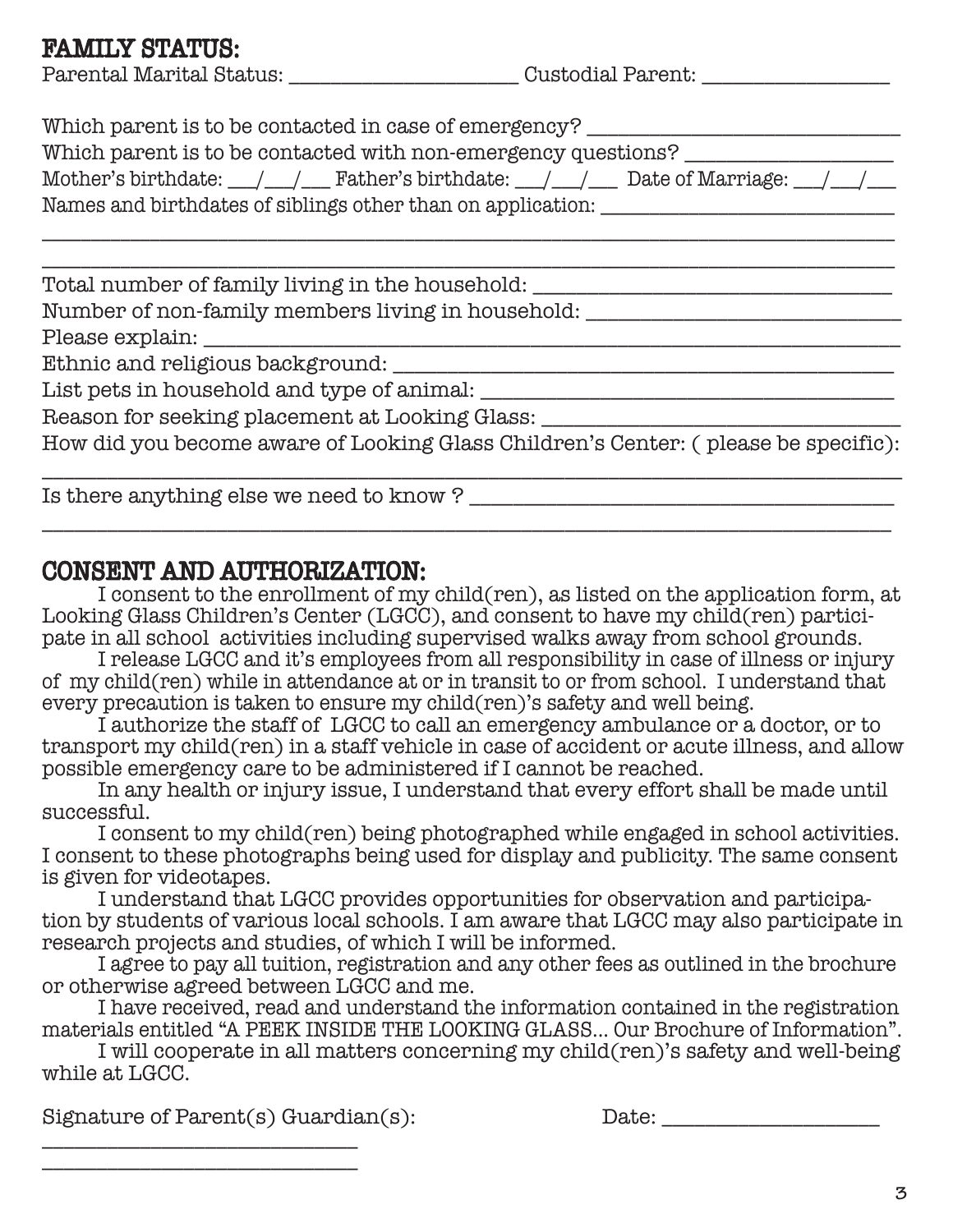## FAMILY STATUS:

Parental Marital Status: ______________________ Custodial Parent: _________________

Which parent is to be contacted in case of emergency? ______________________________

Which parent is to be contacted with non-emergency questions? ___________________

Mother's birthdate: ___/___/___ Father's birthdate: ___/___/___ Date of Marriage: ___/___/___

Names and birthdates of siblings other than on application: ___________________________

_______________________________________________________________________________

_______________________________________________________________________________

Total number of family living in the household: ________________________________

Number of non-family members living in household: ____________________________

Please explain: _________________________________________________________________

Ethnic and religious background: _____________________________________________

List pets in household and type of animal: ______________________________________

Reason for seeking placement at Looking Glass: _________________________________

How did you become aware of Looking Glass Children's Center: ( please be specific):

_______________________________________________________________________________

Is there anything else we need to know ? _______________________________________

_______________________________________________________________________________

## CONSENT AND AUTHORIZATION:

I consent to the enrollment of my child(ren), as listed on the application form, at Looking Glass Children's Center (LGCC), and consent to have my child(ren) participate in all school activities including supervised walks away from school grounds.

I release LGCC and it's employees from all responsibility in case of illness or injury of my child(ren) while in attendance at or in transit to or from school. I understand that every precaution is taken to ensure my child(ren)'s safety and well being.

I authorize the staff of LGCC to call an emergency ambulance or a doctor, or to transport my child(ren) in a staff vehicle in case of accident or acute illness, and allow possible emergency care to be administered if I cannot be reached.

In any health or injury issue, I understand that every effort shall be made until successful.

I consent to my child(ren) being photographed while engaged in school activities. I consent to these photographs being used for display and publicity. The same consent is given for videotapes.

I understand that LGCC provides opportunities for observation and participation by students of various local schools. I am aware that LGCC may also participate in research projects and studies, of which I will be informed.

I agree to pay all tuition, registration and any other fees as outlined in the brochure or otherwise agreed between LGCC and me.

I have received, read and understand the information contained in the registration materials entitled "A PEEK INSIDE THE LOOKING GLASS... Our Brochure of Information".

I will cooperate in all matters concerning my child(ren)'s safety and well-being while at LGCC.

Signature of Parent(s) Guardian(s): Date: ___________________

_____________________________

_____________________________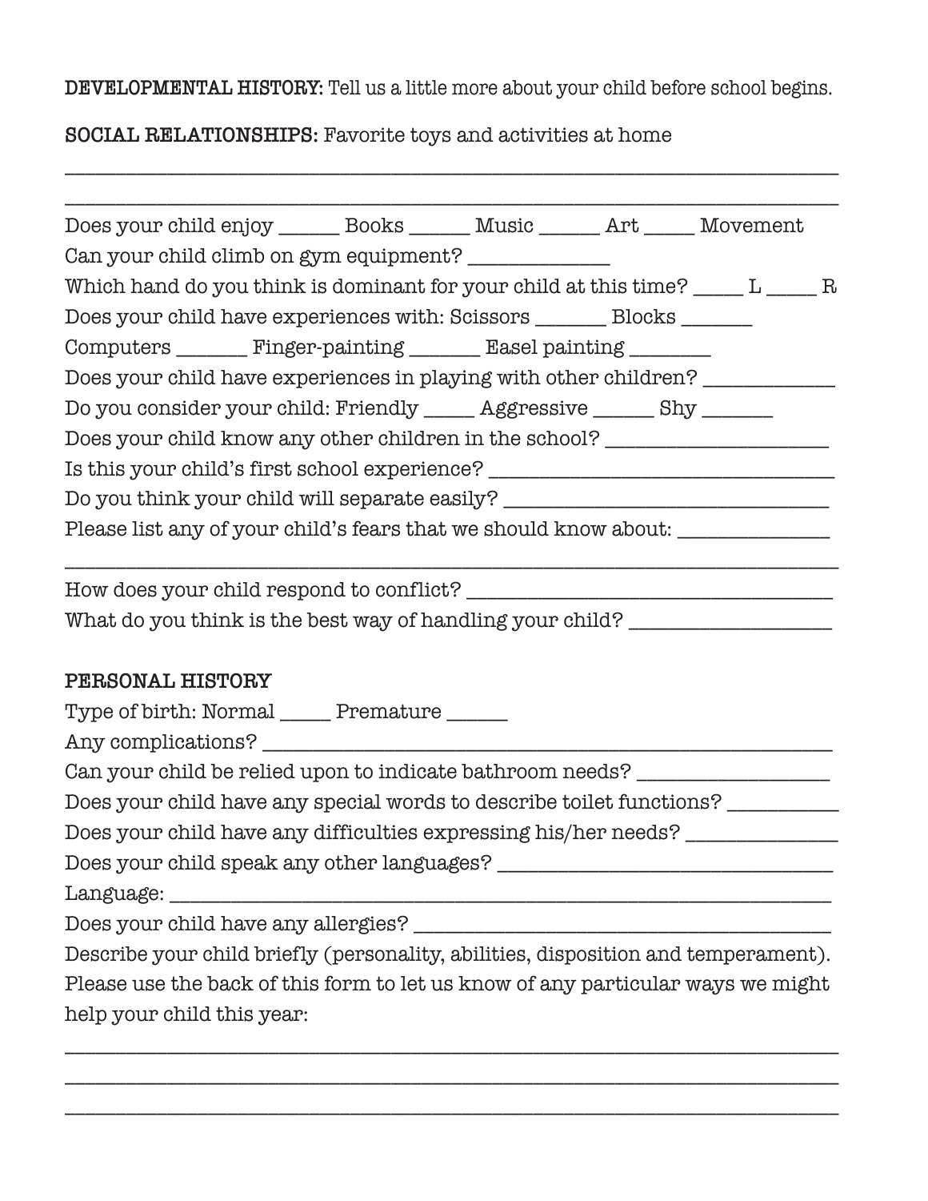**DEVELOPMENTAL HISTORY:** Tell us a little more about your child before school begins.

**SOCIAL RELATIONSHIPS:** Favorite toys and activities at home

_______________________________________________________________________________

_______________________________________________________________________________

Does your child enjoy ______ Books ______ Music ______ Art _____ Movement

Can your child climb on gym equipment? ______________

Which hand do you think is dominant for your child at this time? _____ L _____ R

Does your child have experiences with: Scissors _______ Blocks _______

Computers _______ Finger-painting _______ Easel painting ________

Does your child have experiences in playing with other children? ____________

Do you consider your child: Friendly _____ Aggressive ______ Shy _______

Does your child know any other children in the school? ______________________

Is this your child's first school experience? __________________________________

Do you think your child will separate easily? _________________________________

Please list any of your child's fears that we should know about: _______________

_______________________________________________________________________________

How does your child respond to conflict? _____________________________________

What do you think is the best way of handling your child? ___________________

**PERSONAL HISTORY**

Type of birth: Normal _____ Premature ______

Any complications? ____________________________________________________________

Can your child be relied upon to indicate bathroom needs? __________________

Does your child have any special words to describe toilet functions? ___________

Does your child have any difficulties expressing his/her needs? _______________

Does your child speak any other languages? _________________________________

Language: _____________________________________________________________________

Does your child have any allergies? _________________________________________

Describe your child briefly (personality, abilities, disposition and temperament). Please use the back of this form to let us know of any particular ways we might help your child this year:

_______________________________________________________________________________

_______________________________________________________________________________

_______________________________________________________________________________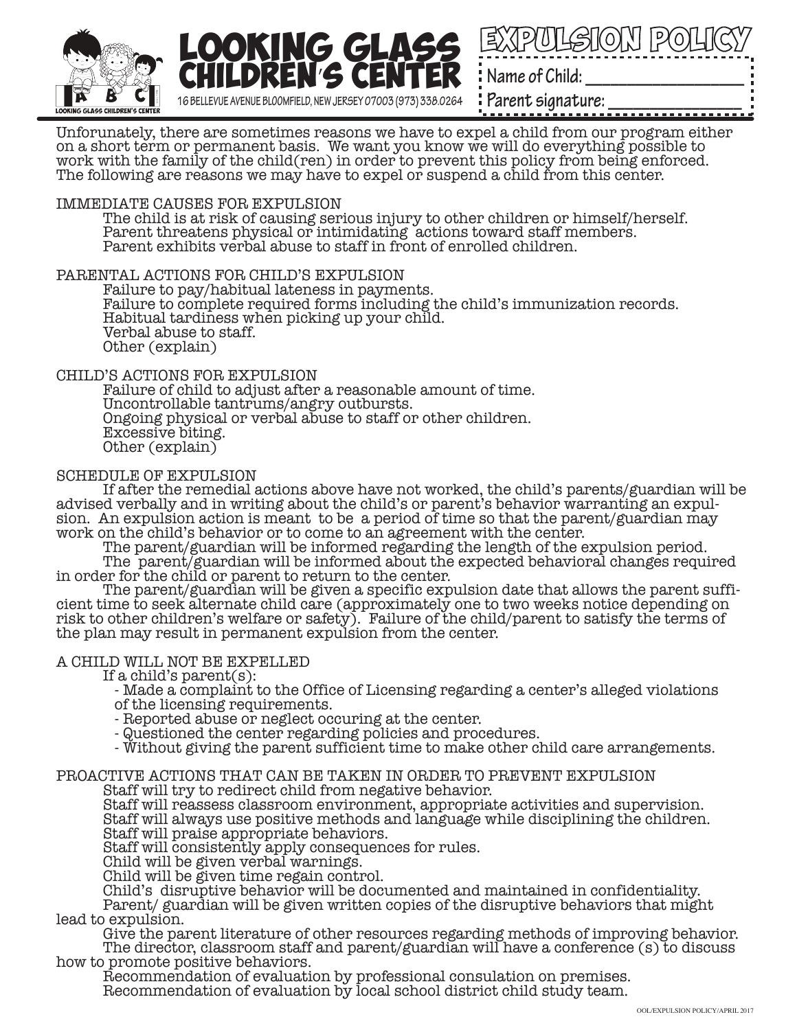# LOOKING GLASS CHILDREN'S CENTER

16 BELLEVUE AVENUE BLOOMFIELD, NEW JERSEY 07003 (973) 338.0264

## EXPULSION POLICY

Name of Child: ____________________

Parent signature: ____________________

Unforunately, there are sometimes reasons we have to expel a child from our program either on a short term or permanent basis. We want you know we will do everything possible to work with the family of the child(ren) in order to prevent this policy from being enforced. The following are reasons we may have to expel or suspend a child from this center.

IMMEDIATE CAUSES FOR EXPULSION

The child is at risk of causing serious injury to other children or himself/herself.
Parent threatens physical or intimidating actions toward staff members.
Parent exhibits verbal abuse to staff in front of enrolled children.

PARENTAL ACTIONS FOR CHILD'S EXPULSION

Failure to pay/habitual lateness in payments.
Failure to complete required forms including the child's immunization records.
Habitual tardiness when picking up your child.
Verbal abuse to staff.
Other (explain)

CHILD'S ACTIONS FOR EXPULSION

Failure of child to adjust after a reasonable amount of time.
Uncontrollable tantrums/angry outbursts.
Ongoing physical or verbal abuse to staff or other children.
Excessive biting.
Other (explain)

SCHEDULE OF EXPULSION

If after the remedial actions above have not worked, the child's parents/guardian will be advised verbally and in writing about the child's or parent's behavior warranting an expulsion. An expulsion action is meant to be a period of time so that the parent/guardian may work on the child's behavior or to come to an agreement with the center.

The parent/guardian will be informed regarding the length of the expulsion period.

The parent/guardian will be informed about the expected behavioral changes required in order for the child or parent to return to the center.

The parent/guardian will be given a specific expulsion date that allows the parent sufficient time to seek alternate child care (approximately one to two weeks notice depending on risk to other children's welfare or safety). Failure of the child/parent to satisfy the terms of the plan may result in permanent expulsion from the center.

A CHILD WILL NOT BE EXPELLED

If a child's parent(s):

- Made a complaint to the Office of Licensing regarding a center's alleged violations of the licensing requirements.
- Reported abuse or neglect occuring at the center.
- Questioned the center regarding policies and procedures.
- Without giving the parent sufficient time to make other child care arrangements.

PROACTIVE ACTIONS THAT CAN BE TAKEN IN ORDER TO PREVENT EXPULSION

Staff will try to redirect child from negative behavior.
Staff will reassess classroom environment, appropriate activities and supervision.
Staff will always use positive methods and language while disciplining the children.
Staff will praise appropriate behaviors.
Staff will consistently apply consequences for rules.
Child will be given verbal warnings.
Child will be given time regain control.
Child's disruptive behavior will be documented and maintained in confidentiality.
Parent/ guardian will be given written copies of the disruptive behaviors that might lead to expulsion.
Give the parent literature of other resources regarding methods of improving behavior.
The director, classroom staff and parent/guardian will have a conference (s) to discuss how to promote positive behaviors.
Recommendation of evaluation by professional consulation on premises.
Recommendation of evaluation by local school district child study team.

OOL/EXPULSION POLICY/APRIL 2017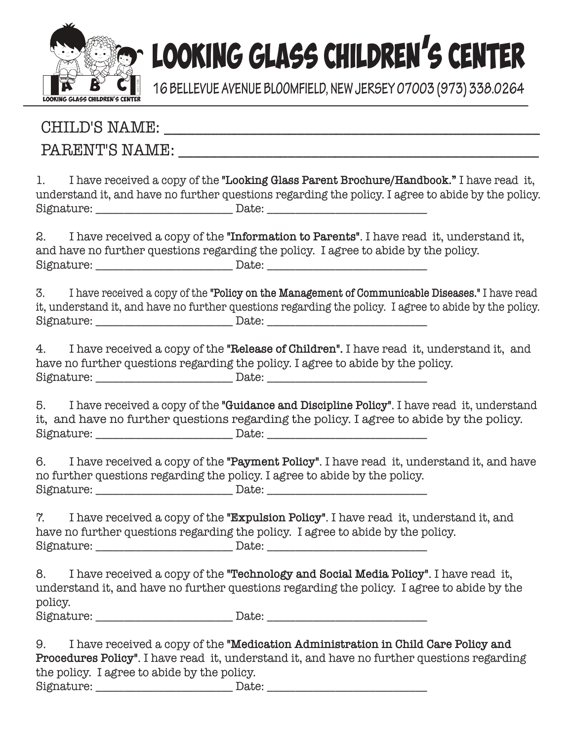# LOOKING GLASS CHILDREN'S CENTER

16 BELLEVUE AVENUE BLOOMFIELD, NEW JERSEY 07003 (973) 338.0264

CHILD'S NAME: ___________________________________________

PARENT'S NAME: __________________________________________

1. I have received a copy of the **"Looking Glass Parent Brochure/Handbook."** I have read it, understand it, and have no further questions regarding the policy. I agree to abide by the policy.
Signature: ______________________ Date: __________________________

2. I have received a copy of the **"Information to Parents"**. I have read it, understand it, and have no further questions regarding the policy. I agree to abide by the policy.
Signature: ______________________ Date: __________________________

3. I have received a copy of the **"Policy on the Management of Communicable Diseases."** I have read it, understand it, and have no further questions regarding the policy. I agree to abide by the policy.
Signature: ______________________ Date: __________________________

4. I have received a copy of the **"Release of Children".** I have read it, understand it, and have no further questions regarding the policy. I agree to abide by the policy.
Signature: ______________________ Date: __________________________

5. I have received a copy of the **"Guidance and Discipline Policy"**. I have read it, understand it, and have no further questions regarding the policy. I agree to abide by the policy.
Signature: ______________________ Date: __________________________

6. I have received a copy of the **"Payment Policy"**. I have read it, understand it, and have no further questions regarding the policy. I agree to abide by the policy.
Signature: ______________________ Date: __________________________

7. I have received a copy of the **"Expulsion Policy"**. I have read it, understand it, and have no further questions regarding the policy. I agree to abide by the policy.
Signature: ______________________ Date: __________________________

8. I have received a copy of the **"Technology and Social Media Policy"**. I have read it, understand it, and have no further questions regarding the policy. I agree to abide by the policy.
Signature: ______________________ Date: __________________________

9. I have received a copy of the **"Medication Administration in Child Care Policy and Procedures Policy"**. I have read it, understand it, and have no further questions regarding the policy. I agree to abide by the policy.
Signature: ______________________ Date: __________________________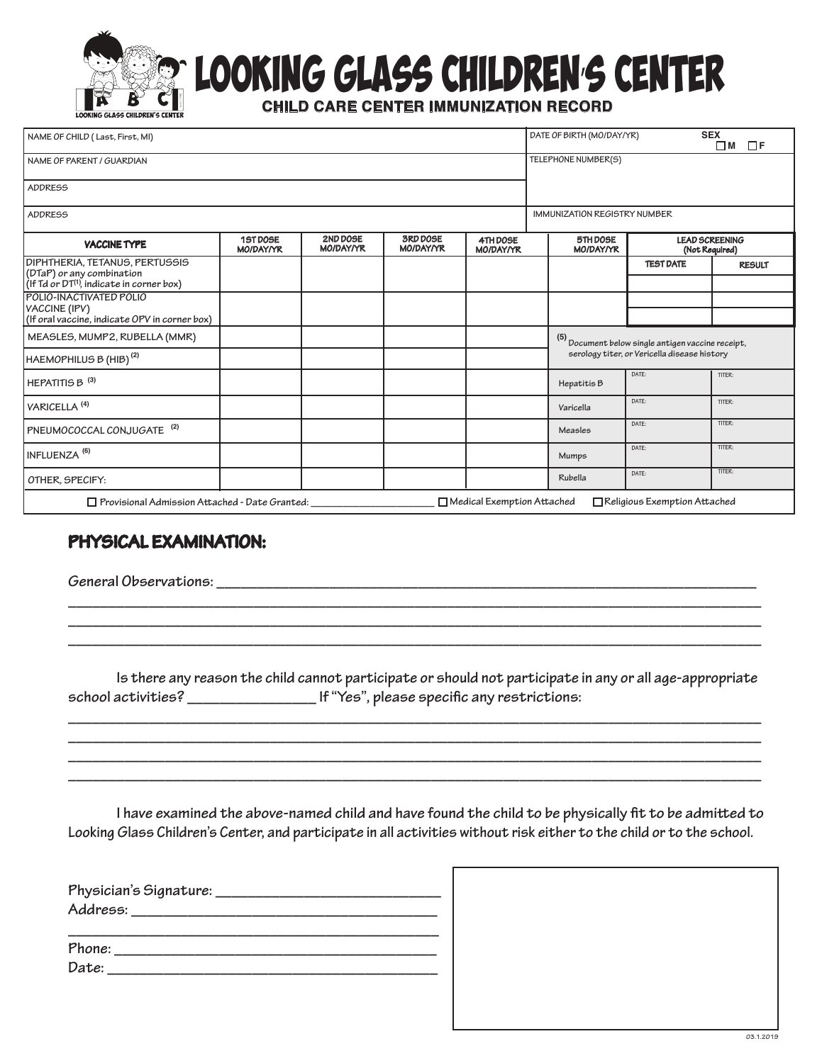# LOOKING GLASS CHILDREN'S CENTER

## CHILD CARE CENTER IMMUNIZATION RECORD

| NAME OF CHILD ( Last, First, MI) | DATE OF BIRTH (MO/DAY/YR) | SEX ☐ M ☐ F |
|---|---|---|
| NAME OF PARENT / GUARDIAN | TELEPHONE NUMBER(S) | |
| ADDRESS | | |
| ADDRESS | IMMUNIZATION REGISTRY NUMBER | |

| VACCINE TYPE | 1ST DOSE MO/DAY/YR | 2ND DOSE MO/DAY/YR | 3RD DOSE MO/DAY/YR | 4TH DOSE MO/DAY/YR | 5TH DOSE MO/DAY/YR | LEAD SCREENING (Not Required) | |
|---|---|---|---|---|---|---|---|
| DIPHTHERIA, TETANUS, PERTUSSIS (DTaP) or any combination (If Td or DT[1], indicate in corner box) | | | | | | TEST DATE | RESULT |
| | | | | | | | |
| POLIO-INACTIVATED POLIO VACCINE (IPV) (If oral vaccine, indicate OPV in corner box) | | | | | | | |
| | | | | | | | |
| MEASLES, MUMP2, RUBELLA (MMR) | | | | | (5) Document below single antigen vaccine receipt, serology titer, or Vericella disease history | | |
| HAEMOPHILUS B (HIB) [2] | | | | | | | |
| HEPATITIS B [3] | | | | | Hepatitis B | DATE: | TITER: |
| VARICELLA [4] | | | | | Varicella | DATE: | TITER: |
| PNEUMOCOCCAL CONJUGATE [2] | | | | | Measles | DATE: | TITER: |
| INFLUENZA [6] | | | | | Mumps | DATE: | TITER: |
| OTHER, SPECIFY: | | | | | Rubella | DATE: | TITER: |

☐ Provisional Admission Attached - Date Granted: ____________________ ☐ Medical Exemption Attached ☐ Religious Exemption Attached

## PHYSICAL EXAMINATION:

**General Observations:** ______________________________________________________________

______________________________________________________________

______________________________________________________________

______________________________________________________________

**Is there any reason the child cannot participate or should not participate in any or all age-appropriate school activities? ______________ If "Yes", please specific any restrictions:**

______________________________________________________________

______________________________________________________________

______________________________________________________________

______________________________________________________________

**I have examined the above-named child and have found the child to be physically fit to be admitted to Looking Glass Children's Center, and participate in all activities without risk either to the child or to the school.**

**Physician's Signature:** ______________________________

**Address:** ______________________________

______________________________

**Phone:** ______________________________

**Date:** ______________________________

03.1.2019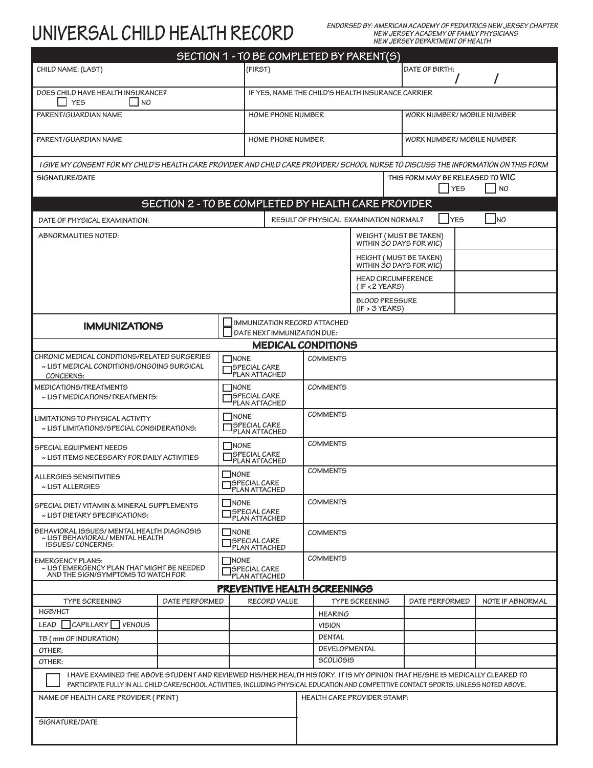# UNIVERSAL CHILD HEALTH RECORD

*ENDORSED BY: AMERICAN ACADEMY OF PEDIATRICS NEW JERSEY CHAPTER*
*NEW JERSEY ACADEMY OF FAMILY PHYSICIANS*
*NEW JERSEY DEPARTMENT OF HEALTH*

## SECTION 1 - TO BE COMPLETED BY PARENT(S)

| CHILD NAME: (LAST) | (FIRST) | DATE OF BIRTH: / / |
|---|---|---|
| DOES CHILD HAVE HEALTH INSURANCE? ☐ YES ☐ NO | IF YES, NAME THE CHILD'S HEALTH INSURANCE CARRIER | |
| PARENT/GUARDIAN NAME | HOME PHONE NUMBER | WORK NUMBER/ MOBILE NUMBER |
| PARENT/GUARDIAN NAME | HOME PHONE NUMBER | WORK NUMBER/ MOBILE NUMBER |

*I GIVE MY CONSENT FOR MY CHILD'S HEALTH CARE PROVIDER AND CHILD CARE PROVIDER/ SCHOOL NURSE TO DISCUSS THE INFORMATION ON THIS FORM*

| SIGNATURE/DATE | THIS FORM MAY BE RELEASED TO WIC ☐ YES ☐ NO |
|---|---|

## SECTION 2 - TO BE COMPLETED BY HEALTH CARE PROVIDER

| DATE OF PHYSICAL EXAMINATION: | RESULT OF PHYSICAL EXAMINATION NORMAL? ☐ YES ☐ NO |
|---|---|

| ABNORMALITIES NOTED: | | |
|---|---|---|
| | WEIGHT ( MUST BE TAKEN) WITHIN 30 DAYS FOR WIC) | |
| | HEIGHT ( MUST BE TAKEN) WITHIN 30 DAYS FOR WIC) | |
| | HEAD CIRCUMFERENCE ( IF <2 YEARS) | |
| | BLOOD PRESSURE (IF > 3 YEARS) | |

| IMMUNIZATIONS | ☐ IMMUNIZATION RECORD ATTACHED<br>☐ DATE NEXT IMMUNIZATION DUE: |
|---|---|

### MEDICAL CONDITIONS

| | | |
|---|---|---|
| CHRONIC MEDICAL CONDITIONS/RELATED SURGERIES ~ LIST MEDICAL CONDITIONS/ONGOING SURGICAL CONCERNS: | ☐ NONE ☐ SPECIAL CARE PLAN ATTACHED | COMMENTS |
| MEDICATIONS/TREATMENTS ~ LIST MEDICATIONS/TREATMENTS: | ☐ NONE ☐ SPECIAL CARE PLAN ATTACHED | COMMENTS |
| LIMITATIONS TO PHYSICAL ACTIVITY ~ LIST LIMITATIONS/SPECIAL CONSIDERATIONS: | ☐ NONE ☐ SPECIAL CARE PLAN ATTACHED | COMMENTS |
| SPECIAL EQUIPMENT NEEDS ~ LIST ITEMS NECESSARY FOR DAILY ACTIVITIES | ☐ NONE ☐ SPECIAL CARE PLAN ATTACHED | COMMENTS |
| ALLERGIES SENSITIVITIES ~ LIST ALLERGIES | ☐ NONE ☐ SPECIAL CARE PLAN ATTACHED | COMMENTS |
| SPECIAL DIET/ VITAMIN & MINERAL SUPPLEMENTS ~ LIST DIETARY SPECIFICATIONS: | ☐ NONE ☐ SPECIAL CARE PLAN ATTACHED | COMMENTS |
| BEHAVIORAL ISSUES/ MENTAL HEALTH DIAGNOSIS ~ LIST BEHAVIORAL/ MENTAL HEALTH ISSUES/ CONCERNS: | ☐ NONE ☐ SPECIAL CARE PLAN ATTACHED | COMMENTS |
| EMERGENCY PLANS: ~ LIST EMERGENCY PLAN THAT MIGHT BE NEEDED AND THE SIGN/SYMPTOMS TO WATCH FOR: | ☐ NONE ☐ SPECIAL CARE PLAN ATTACHED | COMMENTS |

### PREVENTIVE HEALTH SCREENINGS

| TYPE SCREENING | DATE PERFORMED | RECORD VALUE | TYPE SCREENING | DATE PERFORMED | NOTE IF ABNORMAL |
|---|---|---|---|---|---|
| HGB/HCT | | | HEARING | | |
| LEAD ☐ CAPILLARY ☐ VENOUS | | | VISION | | |
| TB ( mm OF INDURATION) | | | DENTAL | | |
| OTHER: | | | DEVELOPMENTAL | | |
| OTHER: | | | SCOLIOSIS | | |

☐ I HAVE EXAMINED THE ABOVE STUDENT AND REVIEWED HIS/HER HEALTH HISTORY. IT IS MY OPINION THAT HE/SHE IS MEDICALLY CLEARED TO PARTICIPATE FULLY IN ALL CHILD CARE/SCHOOL ACTIVITIES, INCLUDING PHYSICAL EDUCATION AND COMPETITIVE CONTACT SPORTS, UNLESS NOTED ABOVE.

| NAME OF HEALTH CARE PROVIDER ( PRINT) | HEALTH CARE PROVIDER STAMP: |
|---|---|
| SIGNATURE/DATE | |